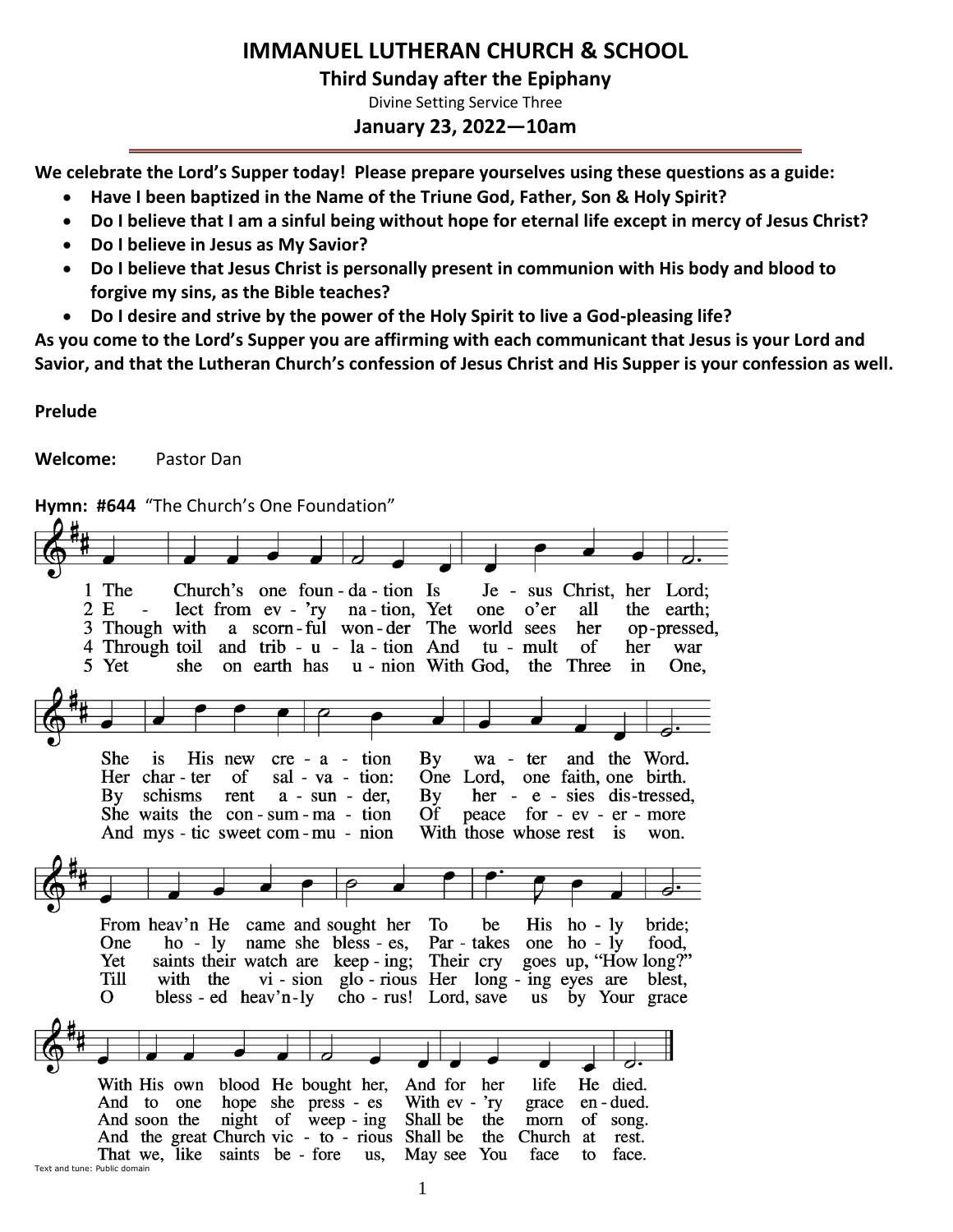# IMMANUEL LUTHERAN CHURCH & SCHOOL

## Third Sunday after the Epiphany

Divine Setting Service Three

### January 23, 2022—10am

**We celebrate the Lord's Supper today! Please prepare yourselves using these questions as a guide:**

- **Have I been baptized in the Name of the Triune God, Father, Son & Holy Spirit?**
- **Do I believe that I am a sinful being without hope for eternal life except in mercy of Jesus Christ?**
- **Do I believe in Jesus as My Savior?**
- **Do I believe that Jesus Christ is personally present in communion with His body and blood to forgive my sins, as the Bible teaches?**
- **Do I desire and strive by the power of the Holy Spirit to live a God-pleasing life?**

**As you come to the Lord's Supper you are affirming with each communicant that Jesus is your Lord and Savior, and that the Lutheran Church's confession of Jesus Christ and His Supper is your confession as well.**

**Prelude**

**Welcome:** Pastor Dan

**Hymn: #644** "The Church's One Foundation"

1 The Church's one foundation Is Jesus Christ, her Lord;
She is His new creation By water and the Word.
From heav'n He came and sought her To be His holy bride;
With His own blood He bought her, And for her life He died.

2 Elect from ev'ry nation, Yet one o'er all the earth;
Her charter of salvation: One Lord, one faith, one birth.
One holy name she blesses, Partakes one holy food,
And to one hope she presses With ev'ry grace endued.

3 Though with a scornful wonder The world sees her oppressed,
By schisms rent asunder, By heresies distressed,
Yet saints their watch are keeping; Their cry goes up, "How long?"
And soon the night of weeping Shall be the morn of song.

4 Through toil and tribulation And tumult of her war
She waits the consummation Of peace forevermore
Till with the vision glorious Her longing eyes are blest,
And the great Church victorious Shall be the Church at rest.

5 Yet she on earth has union With God, the Three in One,
And mystic sweet communion With those whose rest is won.
O blessed heav'nly chorus! Lord, save us by Your grace
That we, like saints before us, May see You face to face.

Text and tune: Public domain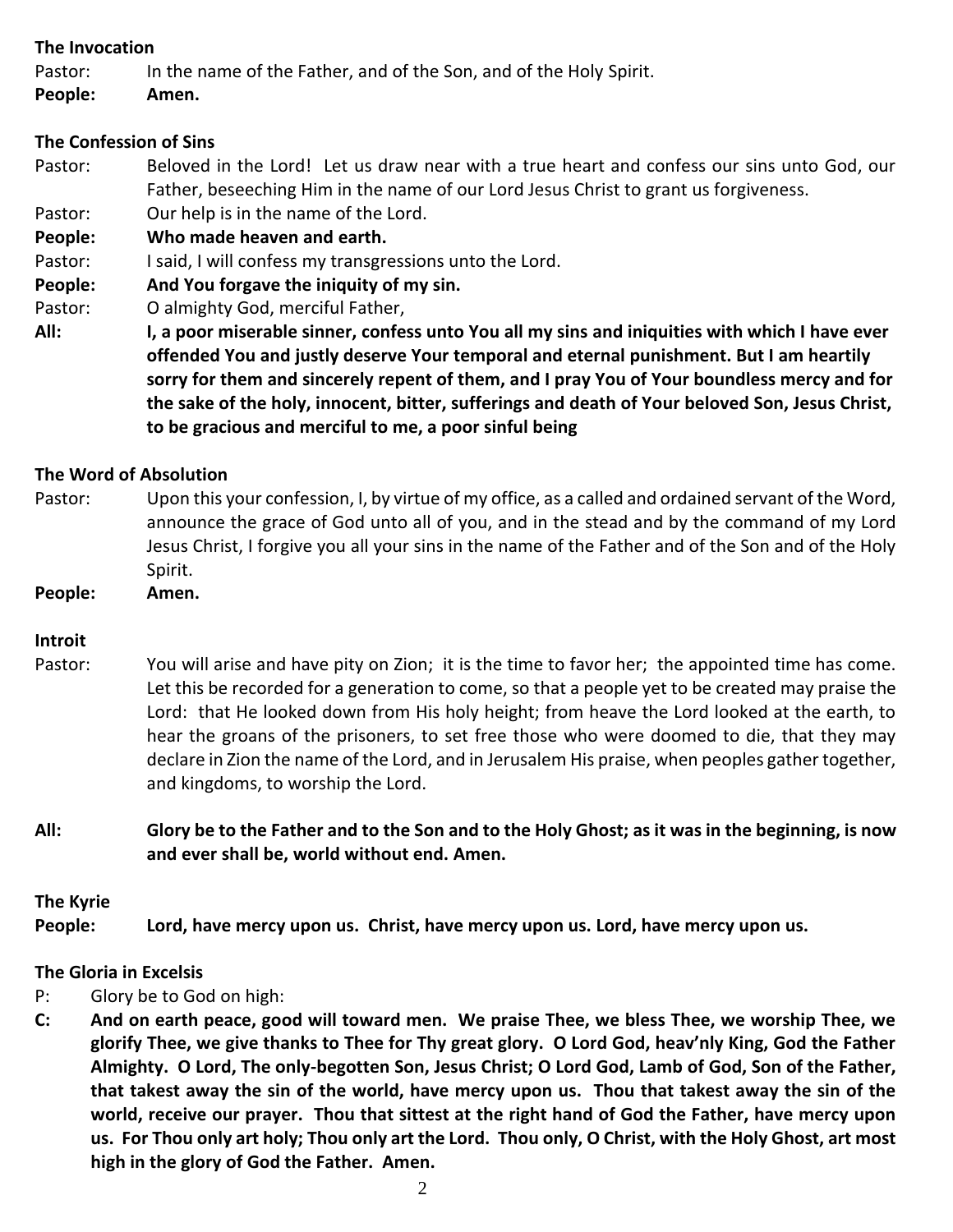**The Invocation**

Pastor: In the name of the Father, and of the Son, and of the Holy Spirit.

**People: Amen.**

**The Confession of Sins**

Pastor: Beloved in the Lord! Let us draw near with a true heart and confess our sins unto God, our Father, beseeching Him in the name of our Lord Jesus Christ to grant us forgiveness.

Pastor: Our help is in the name of the Lord.

**People: Who made heaven and earth.**

Pastor: I said, I will confess my transgressions unto the Lord.

**People: And You forgave the iniquity of my sin.**

Pastor: O almighty God, merciful Father,

**All: I, a poor miserable sinner, confess unto You all my sins and iniquities with which I have ever offended You and justly deserve Your temporal and eternal punishment. But I am heartily sorry for them and sincerely repent of them, and I pray You of Your boundless mercy and for the sake of the holy, innocent, bitter, sufferings and death of Your beloved Son, Jesus Christ, to be gracious and merciful to me, a poor sinful being**

**The Word of Absolution**

Pastor: Upon this your confession, I, by virtue of my office, as a called and ordained servant of the Word, announce the grace of God unto all of you, and in the stead and by the command of my Lord Jesus Christ, I forgive you all your sins in the name of the Father and of the Son and of the Holy Spirit.

**People: Amen.**

**Introit**

Pastor: You will arise and have pity on Zion; it is the time to favor her; the appointed time has come. Let this be recorded for a generation to come, so that a people yet to be created may praise the Lord: that He looked down from His holy height; from heave the Lord looked at the earth, to hear the groans of the prisoners, to set free those who were doomed to die, that they may declare in Zion the name of the Lord, and in Jerusalem His praise, when peoples gather together, and kingdoms, to worship the Lord.

**All: Glory be to the Father and to the Son and to the Holy Ghost; as it was in the beginning, is now and ever shall be, world without end. Amen.**

**The Kyrie**

**People: Lord, have mercy upon us. Christ, have mercy upon us. Lord, have mercy upon us.**

**The Gloria in Excelsis**

P: Glory be to God on high:

**C: And on earth peace, good will toward men. We praise Thee, we bless Thee, we worship Thee, we glorify Thee, we give thanks to Thee for Thy great glory. O Lord God, heav'nly King, God the Father Almighty. O Lord, The only-begotten Son, Jesus Christ; O Lord God, Lamb of God, Son of the Father, that takest away the sin of the world, have mercy upon us. Thou that takest away the sin of the world, receive our prayer. Thou that sittest at the right hand of God the Father, have mercy upon us. For Thou only art holy; Thou only art the Lord. Thou only, O Christ, with the Holy Ghost, art most high in the glory of God the Father. Amen.**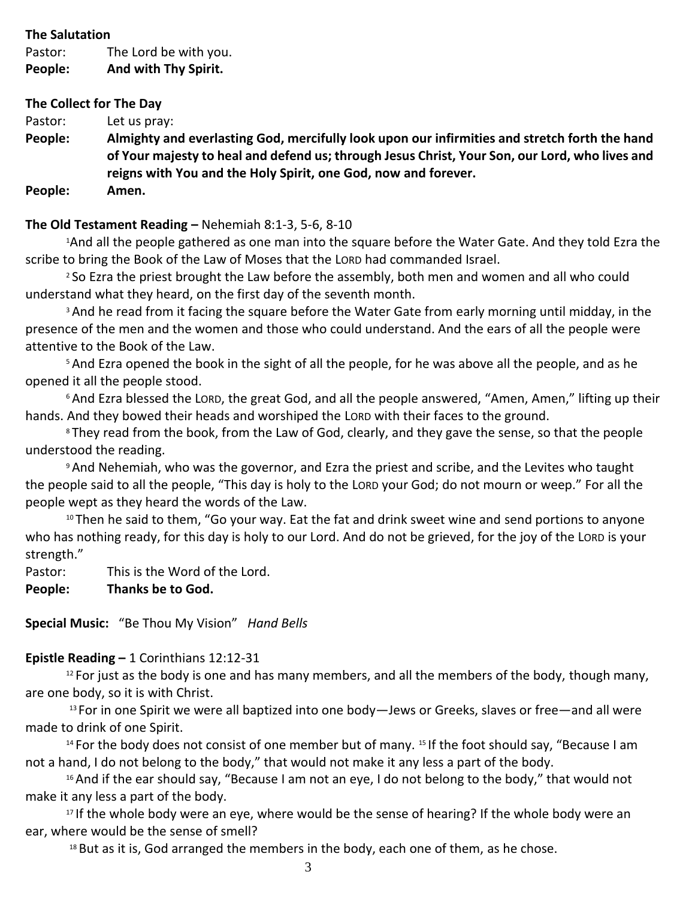**The Salutation**

Pastor: The Lord be with you.

**People: And with Thy Spirit.**

**The Collect for The Day**

Pastor: Let us pray:

**People: Almighty and everlasting God, mercifully look upon our infirmities and stretch forth the hand of Your majesty to heal and defend us; through Jesus Christ, Your Son, our Lord, who lives and reigns with You and the Holy Spirit, one God, now and forever.**

**People: Amen.**

**The Old Testament Reading –** Nehemiah 8:1-3, 5-6, 8-10

[1]And all the people gathered as one man into the square before the Water Gate. And they told Ezra the scribe to bring the Book of the Law of Moses that the LORD had commanded Israel.

[2] So Ezra the priest brought the Law before the assembly, both men and women and all who could understand what they heard, on the first day of the seventh month.

[3] And he read from it facing the square before the Water Gate from early morning until midday, in the presence of the men and the women and those who could understand. And the ears of all the people were attentive to the Book of the Law.

[5] And Ezra opened the book in the sight of all the people, for he was above all the people, and as he opened it all the people stood.

[6] And Ezra blessed the LORD, the great God, and all the people answered, "Amen, Amen," lifting up their hands. And they bowed their heads and worshiped the LORD with their faces to the ground.

[8] They read from the book, from the Law of God, clearly, and they gave the sense, so that the people understood the reading.

[9] And Nehemiah, who was the governor, and Ezra the priest and scribe, and the Levites who taught the people said to all the people, "This day is holy to the LORD your God; do not mourn or weep." For all the people wept as they heard the words of the Law.

[10] Then he said to them, "Go your way. Eat the fat and drink sweet wine and send portions to anyone who has nothing ready, for this day is holy to our Lord. And do not be grieved, for the joy of the LORD is your strength."

Pastor: This is the Word of the Lord.

**People: Thanks be to God.**

**Special Music:** "Be Thou My Vision" *Hand Bells*

**Epistle Reading –** 1 Corinthians 12:12-31

[12] For just as the body is one and has many members, and all the members of the body, though many, are one body, so it is with Christ.

[13] For in one Spirit we were all baptized into one body—Jews or Greeks, slaves or free—and all were made to drink of one Spirit.

[14] For the body does not consist of one member but of many. [15] If the foot should say, "Because I am not a hand, I do not belong to the body," that would not make it any less a part of the body.

[16] And if the ear should say, "Because I am not an eye, I do not belong to the body," that would not make it any less a part of the body.

[17] If the whole body were an eye, where would be the sense of hearing? If the whole body were an ear, where would be the sense of smell?

[18] But as it is, God arranged the members in the body, each one of them, as he chose.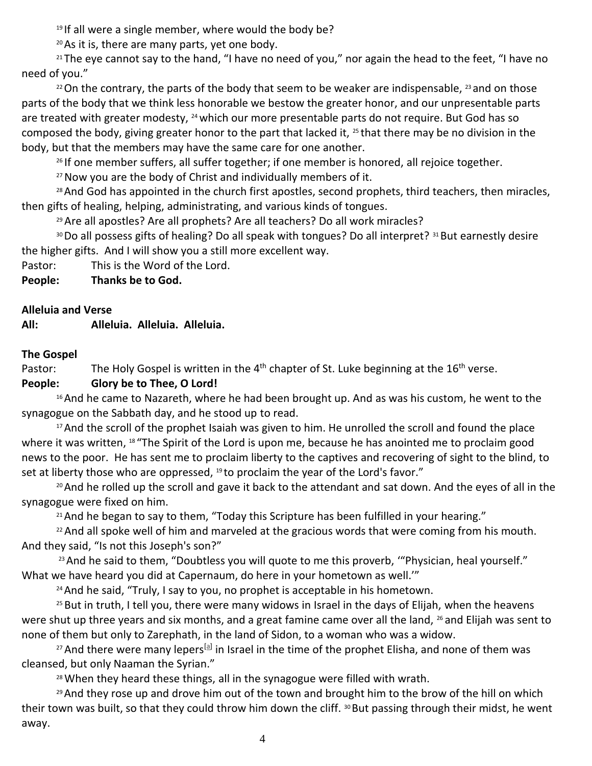[19] If all were a single member, where would the body be?

[20] As it is, there are many parts, yet one body.

[21] The eye cannot say to the hand, "I have no need of you," nor again the head to the feet, "I have no need of you."

[22] On the contrary, the parts of the body that seem to be weaker are indispensable, [23] and on those parts of the body that we think less honorable we bestow the greater honor, and our unpresentable parts are treated with greater modesty, [24] which our more presentable parts do not require. But God has so composed the body, giving greater honor to the part that lacked it, [25] that there may be no division in the body, but that the members may have the same care for one another.

[26] If one member suffers, all suffer together; if one member is honored, all rejoice together.

[27] Now you are the body of Christ and individually members of it.

[28] And God has appointed in the church first apostles, second prophets, third teachers, then miracles, then gifts of healing, helping, administrating, and various kinds of tongues.

[29] Are all apostles? Are all prophets? Are all teachers? Do all work miracles?

[30] Do all possess gifts of healing? Do all speak with tongues? Do all interpret? [31] But earnestly desire the higher gifts. And I will show you a still more excellent way.

Pastor: This is the Word of the Lord.

**People: Thanks be to God.**

**Alleluia and Verse**

**All: Alleluia. Alleluia. Alleluia.**

**The Gospel**

Pastor: The Holy Gospel is written in the 4th chapter of St. Luke beginning at the 16th verse.

**People: Glory be to Thee, O Lord!**

[16] And he came to Nazareth, where he had been brought up. And as was his custom, he went to the synagogue on the Sabbath day, and he stood up to read.

[17] And the scroll of the prophet Isaiah was given to him. He unrolled the scroll and found the place where it was written, [18] "The Spirit of the Lord is upon me, because he has anointed me to proclaim good news to the poor. He has sent me to proclaim liberty to the captives and recovering of sight to the blind, to set at liberty those who are oppressed, [19] to proclaim the year of the Lord's favor."

[20] And he rolled up the scroll and gave it back to the attendant and sat down. And the eyes of all in the synagogue were fixed on him.

[21] And he began to say to them, "Today this Scripture has been fulfilled in your hearing."

[22] And all spoke well of him and marveled at the gracious words that were coming from his mouth. And they said, "Is not this Joseph's son?"

[23] And he said to them, "Doubtless you will quote to me this proverb, '"Physician, heal yourself." What we have heard you did at Capernaum, do here in your hometown as well.'"

[24] And he said, "Truly, I say to you, no prophet is acceptable in his hometown.

[25] But in truth, I tell you, there were many widows in Israel in the days of Elijah, when the heavens were shut up three years and six months, and a great famine came over all the land, [26] and Elijah was sent to none of them but only to Zarephath, in the land of Sidon, to a woman who was a widow.

[27] And there were many lepers[a] in Israel in the time of the prophet Elisha, and none of them was cleansed, but only Naaman the Syrian."

[28] When they heard these things, all in the synagogue were filled with wrath.

[29] And they rose up and drove him out of the town and brought him to the brow of the hill on which their town was built, so that they could throw him down the cliff. [30] But passing through their midst, he went away.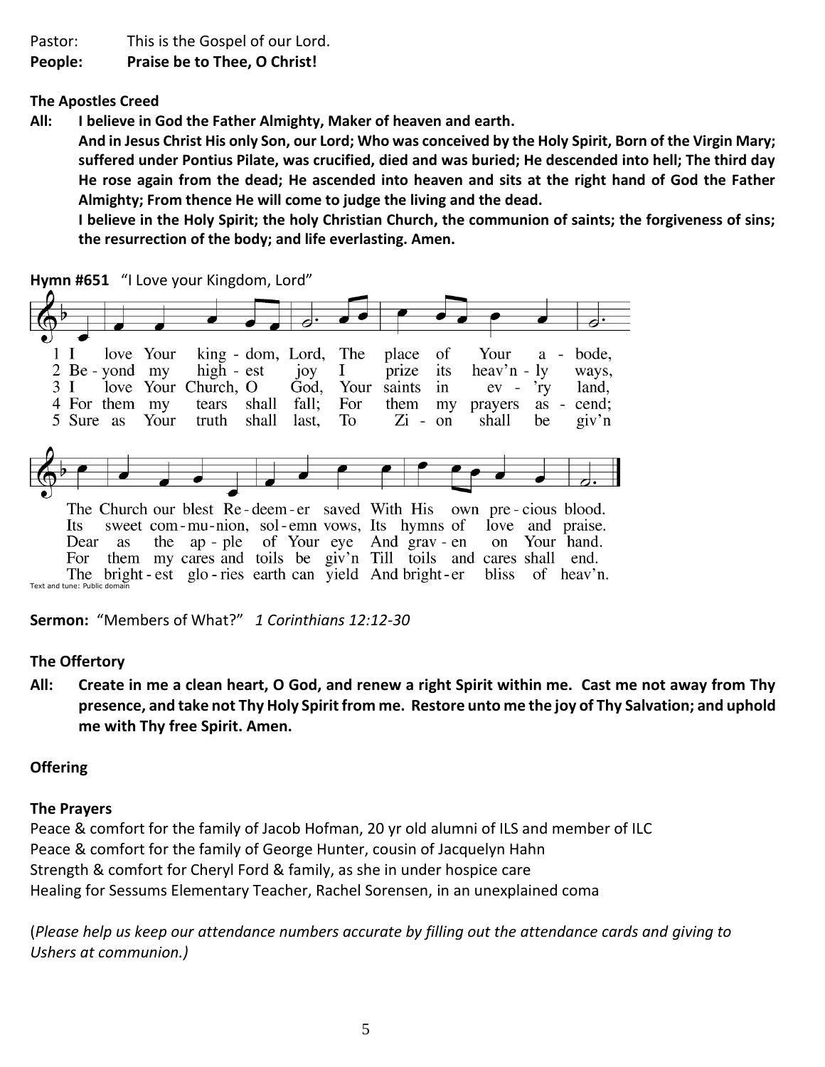Pastor: This is the Gospel of our Lord.
**People: Praise be to Thee, O Christ!**

**The Apostles Creed**

**All: I believe in God the Father Almighty, Maker of heaven and earth.**
**And in Jesus Christ His only Son, our Lord; Who was conceived by the Holy Spirit, Born of the Virgin Mary; suffered under Pontius Pilate, was crucified, died and was buried; He descended into hell; The third day He rose again from the dead; He ascended into heaven and sits at the right hand of God the Father Almighty; From thence He will come to judge the living and the dead.**
**I believe in the Holy Spirit; the holy Christian Church, the communion of saints; the forgiveness of sins; the resurrection of the body; and life everlasting. Amen.**

**Hymn #651** "I Love your Kingdom, Lord"

1 I love Your king - dom, Lord, The place of Your a - bode,
The Church our blest Re - deem - er saved With His own pre - cious blood.

2 Be - yond my high - est joy I prize its heav'n - ly ways,
Its sweet com - mu - nion, sol - emn vows, Its hymns of love and praise.

3 I love Your Church, O God, Your saints in ev - 'ry land,
Dear as the ap - ple of Your eye And grav - en on Your hand.

4 For them my tears shall fall; For them my prayers as - cend;
For them my cares and toils be giv'n Till toils and cares shall end.

5 Sure as Your truth shall last, To Zi - on shall be giv'n
The bright - est glo - ries earth can yield And bright - er bliss of heav'n.

Text and tune: Public domain

**Sermon:** "Members of What?" *1 Corinthians 12:12-30*

**The Offertory**

**All: Create in me a clean heart, O God, and renew a right Spirit within me. Cast me not away from Thy presence, and take not Thy Holy Spirit from me. Restore unto me the joy of Thy Salvation; and uphold me with Thy free Spirit. Amen.**

**Offering**

**The Prayers**

Peace & comfort for the family of Jacob Hofman, 20 yr old alumni of ILS and member of ILC
Peace & comfort for the family of George Hunter, cousin of Jacquelyn Hahn
Strength & comfort for Cheryl Ford & family, as she in under hospice care
Healing for Sessums Elementary Teacher, Rachel Sorensen, in an unexplained coma

(*Please help us keep our attendance numbers accurate by filling out the attendance cards and giving to Ushers at communion.)*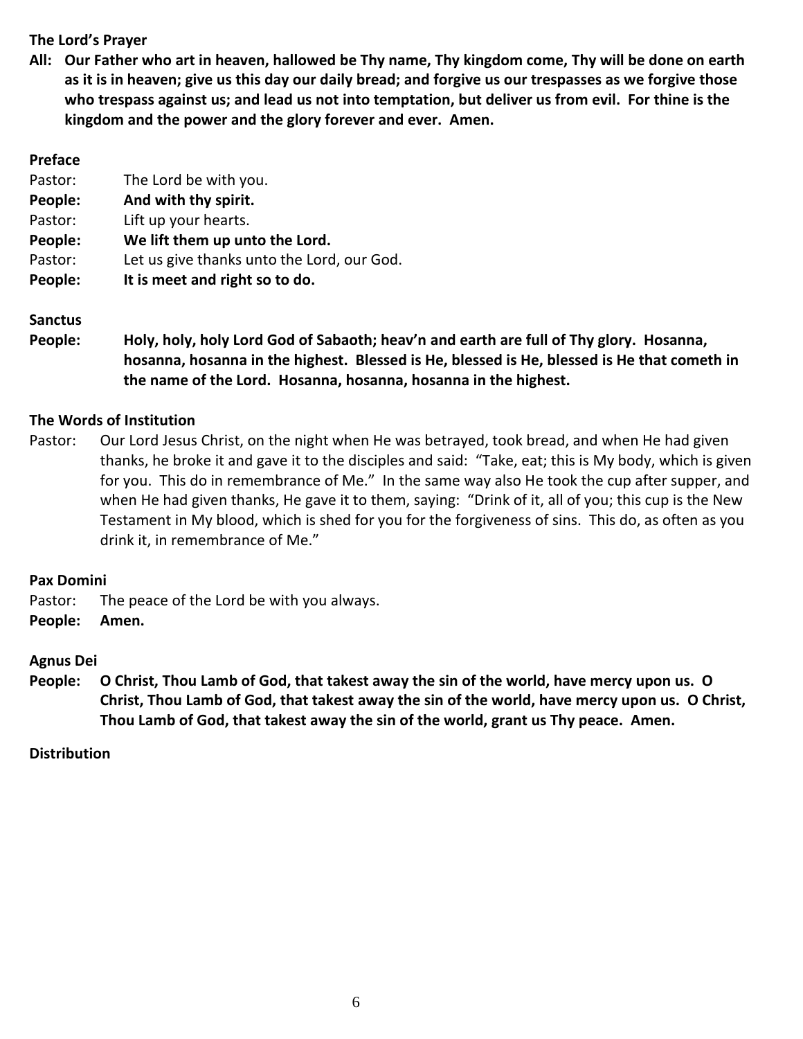**The Lord's Prayer**

**All: Our Father who art in heaven, hallowed be Thy name, Thy kingdom come, Thy will be done on earth as it is in heaven; give us this day our daily bread; and forgive us our trespasses as we forgive those who trespass against us; and lead us not into temptation, but deliver us from evil. For thine is the kingdom and the power and the glory forever and ever. Amen.**

**Preface**

Pastor: The Lord be with you.
**People: And with thy spirit.**
Pastor: Lift up your hearts.
**People: We lift them up unto the Lord.**
Pastor: Let us give thanks unto the Lord, our God.
**People: It is meet and right so to do.**

**Sanctus**

**People: Holy, holy, holy Lord God of Sabaoth; heav'n and earth are full of Thy glory. Hosanna, hosanna, hosanna in the highest. Blessed is He, blessed is He, blessed is He that cometh in the name of the Lord. Hosanna, hosanna, hosanna in the highest.**

**The Words of Institution**

Pastor: Our Lord Jesus Christ, on the night when He was betrayed, took bread, and when He had given thanks, he broke it and gave it to the disciples and said: "Take, eat; this is My body, which is given for you. This do in remembrance of Me." In the same way also He took the cup after supper, and when He had given thanks, He gave it to them, saying: "Drink of it, all of you; this cup is the New Testament in My blood, which is shed for you for the forgiveness of sins. This do, as often as you drink it, in remembrance of Me."

**Pax Domini**

Pastor: The peace of the Lord be with you always.
**People: Amen.**

**Agnus Dei**

**People: O Christ, Thou Lamb of God, that takest away the sin of the world, have mercy upon us. O Christ, Thou Lamb of God, that takest away the sin of the world, have mercy upon us. O Christ, Thou Lamb of God, that takest away the sin of the world, grant us Thy peace. Amen.**

**Distribution**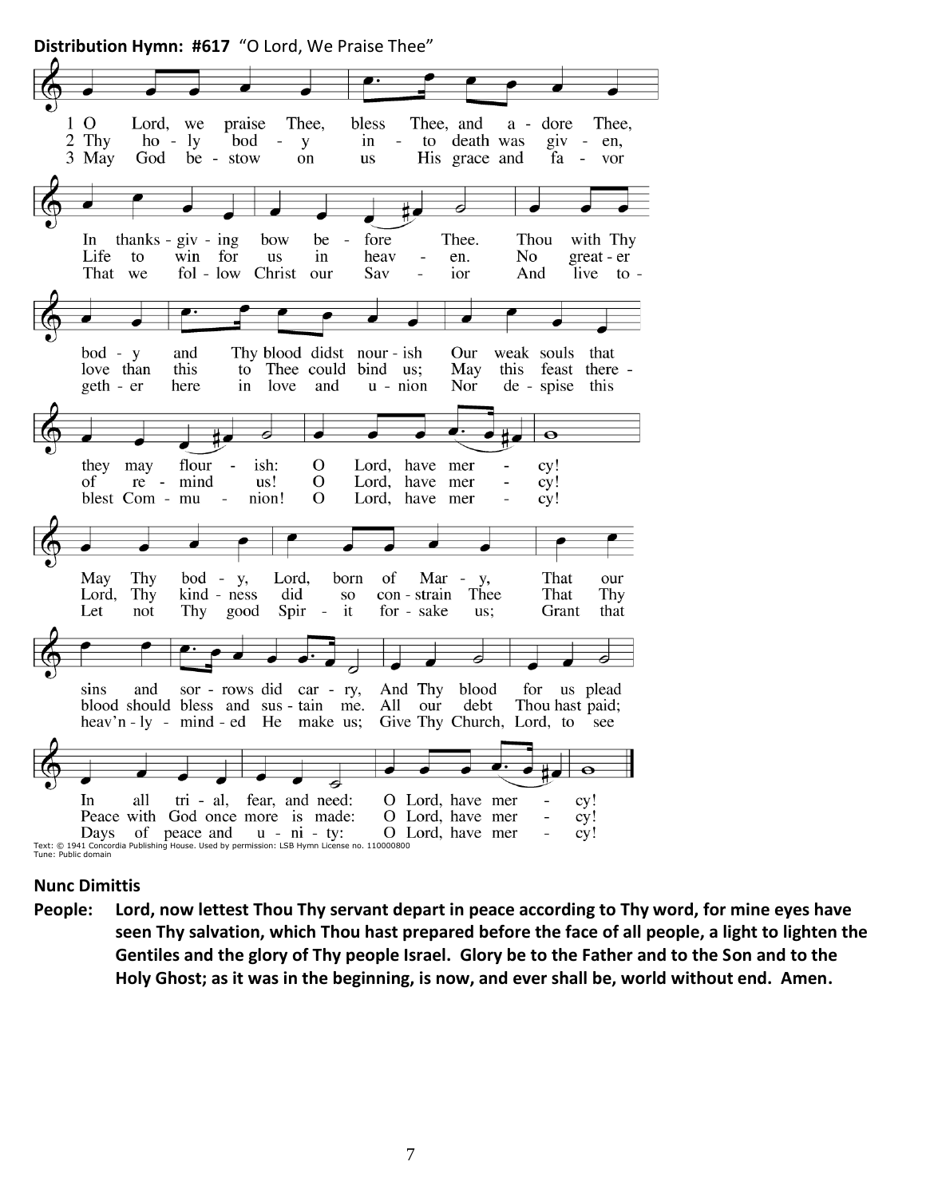**Distribution Hymn: #617** "O Lord, We Praise Thee"

1 O Lord, we praise Thee, bless Thee, and adore Thee,
In thanksgiving bow before Thee.
Thou with Thy body and Thy blood didst nourish
Our weak souls that they may flourish:
O Lord, have mercy!
May Thy body, Lord, born of Mary,
That our sins and sorrows did carry,
And Thy blood for us plead
In all trial, fear, and need:
O Lord, have mercy!

2 Thy holy body into death was given,
Life to win for us in heaven.
No greater love than this to Thee could bind us;
May this feast thereof remind us!
O Lord, have mercy!
Lord, Thy kindness did so constrain Thee
That Thy blood should bless and sustain me.
All our debt Thou hast paid;
Peace with God once more is made:
O Lord, have mercy!

3 May God bestow on us His grace and favor
That we follow Christ our Savior
And live together here in love and union
Nor despise this blest Communion!
O Lord, have mercy!
Let not Thy good Spirit forsake us;
Grant that heav'nly-minded He make us;
Give Thy Church, Lord, to see
Days of peace and unity:
O Lord, have mercy!

Text: © 1941 Concordia Publishing House. Used by permission: LSB Hymn License no. 110000800
Tune: Public domain

**Nunc Dimittis**

**People:** **Lord, now lettest Thou Thy servant depart in peace according to Thy word, for mine eyes have seen Thy salvation, which Thou hast prepared before the face of all people, a light to lighten the Gentiles and the glory of Thy people Israel. Glory be to the Father and to the Son and to the Holy Ghost; as it was in the beginning, is now, and ever shall be, world without end. Amen.**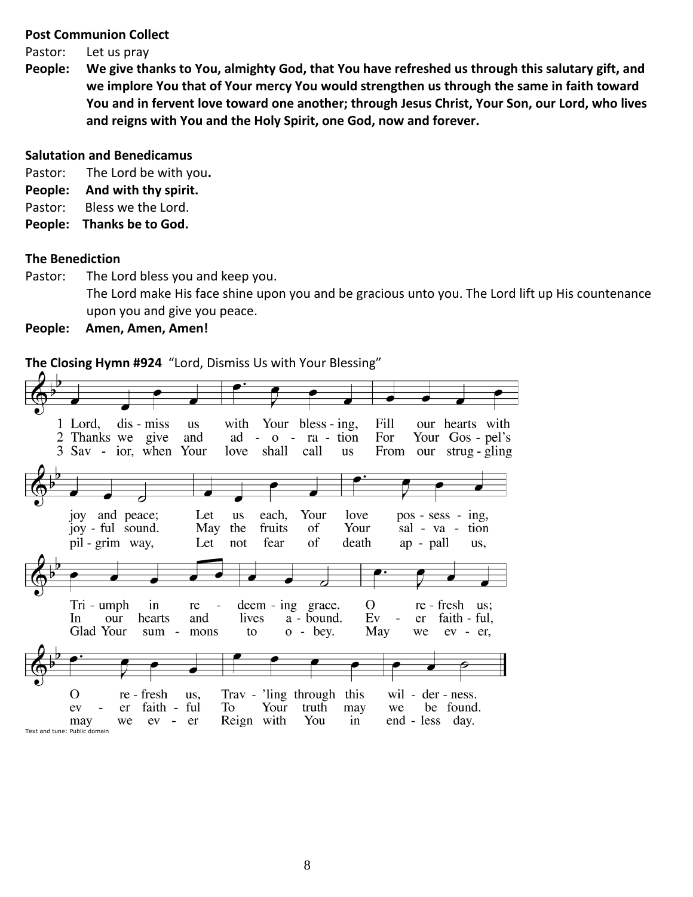**Post Communion Collect**

Pastor: Let us pray

**People: We give thanks to You, almighty God, that You have refreshed us through this salutary gift, and we implore You that of Your mercy You would strengthen us through the same in faith toward You and in fervent love toward one another; through Jesus Christ, Your Son, our Lord, who lives and reigns with You and the Holy Spirit, one God, now and forever.**

**Salutation and Benedicamus**

Pastor: The Lord be with you**.**

**People: And with thy spirit.**

Pastor: Bless we the Lord.

**People: Thanks be to God.**

**The Benediction**

Pastor: The Lord bless you and keep you.
The Lord make His face shine upon you and be gracious unto you. The Lord lift up His countenance upon you and give you peace.

**People: Amen, Amen, Amen!**

**The Closing Hymn #924** "Lord, Dismiss Us with Your Blessing"

1 Lord, dis - miss us with Your bless - ing, Fill our hearts with joy and peace; Let us each, Your love pos - sess - ing, Tri - umph in re - deem - ing grace. O re - fresh us; O re - fresh us, Trav - 'ling through this wil - der - ness.

2 Thanks we give and ad - o - ra - tion For Your Gos - pel's joy - ful sound. May the fruits of Your sal - va - tion In our hearts and lives a - bound. Ev - er faith - ful, ev - er faith - ful To Your truth may we be found.

3 Sav - ior, when Your love shall call us From our strug - gling pil - grim way, Let not fear of death ap - pall us, Glad Your sum - mons to o - bey. May we ev - er, may we ev - er Reign with You in end - less day.

Text and tune: Public domain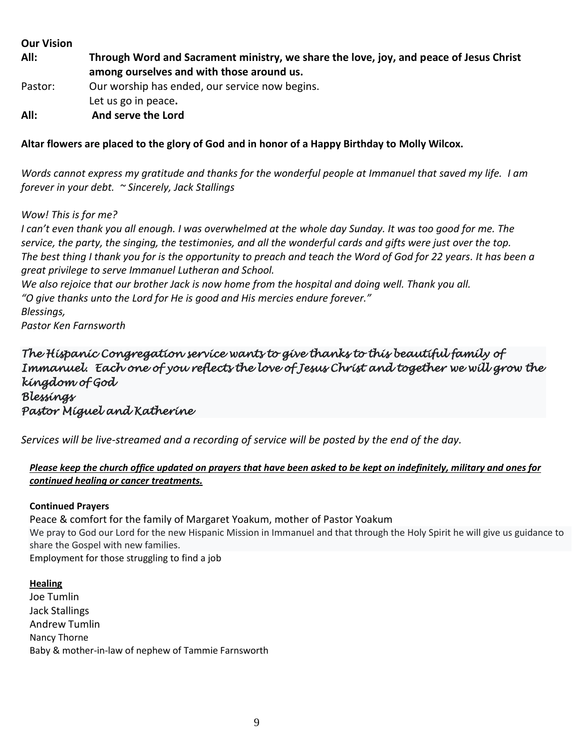**Our Vision**

**All:** **Through Word and Sacrament ministry, we share the love, joy, and peace of Jesus Christ among ourselves and with those around us.**

Pastor: Our worship has ended, our service now begins.
Let us go in peace**.**

**All:** **And serve the Lord**

**Altar flowers are placed to the glory of God and in honor of a Happy Birthday to Molly Wilcox.**

*Words cannot express my gratitude and thanks for the wonderful people at Immanuel that saved my life. I am forever in your debt. ~ Sincerely, Jack Stallings*

*Wow! This is for me?*
*I can't even thank you all enough. I was overwhelmed at the whole day Sunday. It was too good for me. The service, the party, the singing, the testimonies, and all the wonderful cards and gifts were just over the top. The best thing I thank you for is the opportunity to preach and teach the Word of God for 22 years. It has been a great privilege to serve Immanuel Lutheran and School.*
*We also rejoice that our brother Jack is now home from the hospital and doing well. Thank you all.*
*"O give thanks unto the Lord for He is good and His mercies endure forever."*
*Blessings,*
*Pastor Ken Farnsworth*

***The Hispanic Congregation service wants to give thanks to this beautiful family of Immanuel. Each one of you reflects the love of Jesus Christ and together we will grow the kingdom of God***
***Blessings***
***Pastor Miguel and Katherine***

*Services will be live-streamed and a recording of service will be posted by the end of the day.*

***Please keep the church office updated on prayers that have been asked to be kept on indefinitely, military and ones for continued healing or cancer treatments.***

**Continued Prayers**

Peace & comfort for the family of Margaret Yoakum, mother of Pastor Yoakum
We pray to God our Lord for the new Hispanic Mission in Immanuel and that through the Holy Spirit he will give us guidance to share the Gospel with new families.
Employment for those struggling to find a job

**Healing**

Joe Tumlin
Jack Stallings
Andrew Tumlin
Nancy Thorne
Baby & mother-in-law of nephew of Tammie Farnsworth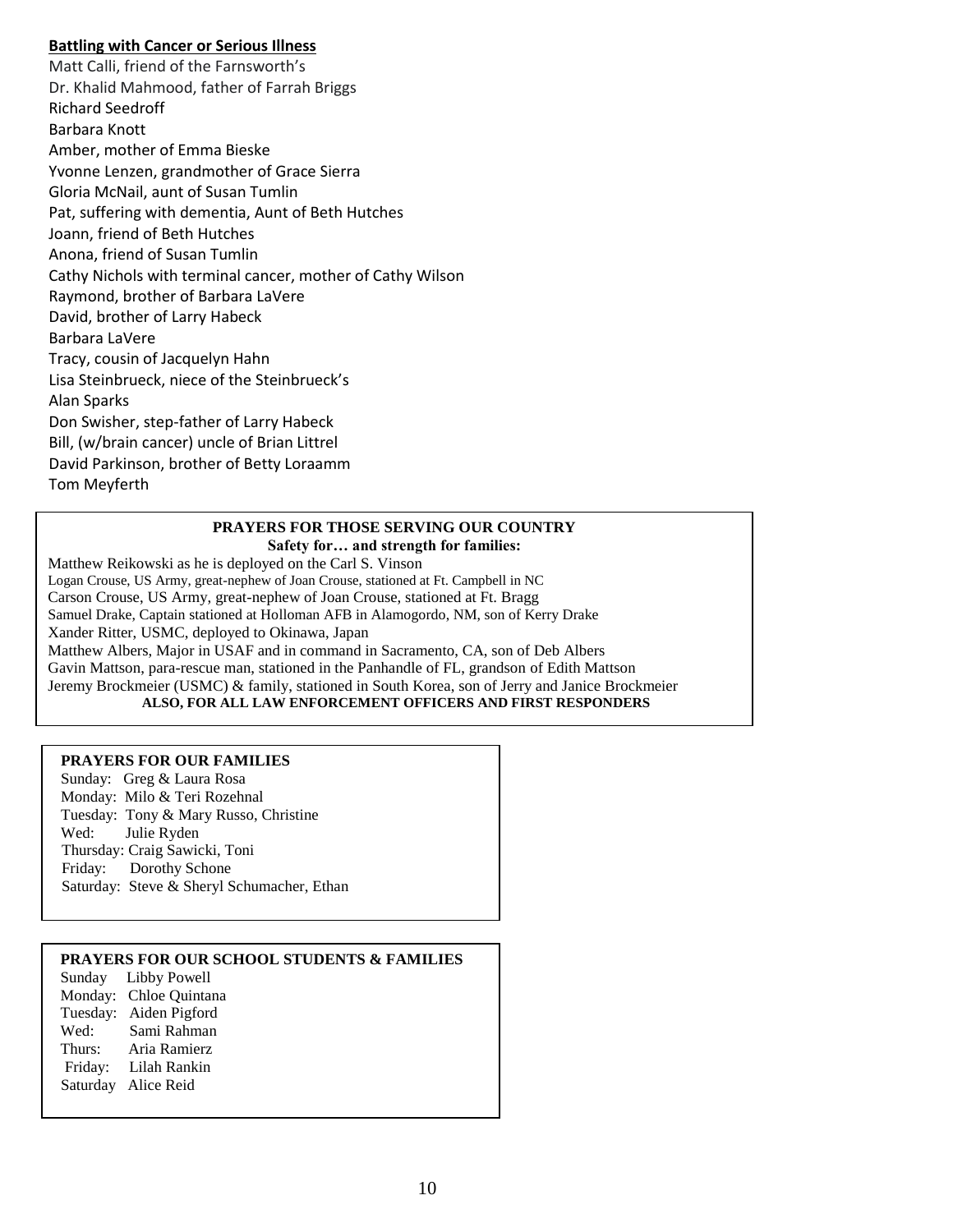**Battling with Cancer or Serious Illness**

Matt Calli, friend of the Farnsworth's
Dr. Khalid Mahmood, father of Farrah Briggs
Richard Seedroff
Barbara Knott
Amber, mother of Emma Bieske
Yvonne Lenzen, grandmother of Grace Sierra
Gloria McNail, aunt of Susan Tumlin
Pat, suffering with dementia, Aunt of Beth Hutches
Joann, friend of Beth Hutches
Anona, friend of Susan Tumlin
Cathy Nichols with terminal cancer, mother of Cathy Wilson
Raymond, brother of Barbara LaVere
David, brother of Larry Habeck
Barbara LaVere
Tracy, cousin of Jacquelyn Hahn
Lisa Steinbrueck, niece of the Steinbrueck's
Alan Sparks
Don Swisher, step-father of Larry Habeck
Bill, (w/brain cancer) uncle of Brian Littrel
David Parkinson, brother of Betty Loraamm
Tom Meyferth

**PRAYERS FOR THOSE SERVING OUR COUNTRY**

**Safety for… and strength for families:**

Matthew Reikowski as he is deployed on the Carl S. Vinson
Logan Crouse, US Army, great-nephew of Joan Crouse, stationed at Ft. Campbell in NC
Carson Crouse, US Army, great-nephew of Joan Crouse, stationed at Ft. Bragg
Samuel Drake, Captain stationed at Holloman AFB in Alamogordo, NM, son of Kerry Drake
Xander Ritter, USMC, deployed to Okinawa, Japan
Matthew Albers, Major in USAF and in command in Sacramento, CA, son of Deb Albers
Gavin Mattson, para-rescue man, stationed in the Panhandle of FL, grandson of Edith Mattson
Jeremy Brockmeier (USMC) & family, stationed in South Korea, son of Jerry and Janice Brockmeier

**ALSO, FOR ALL LAW ENFORCEMENT OFFICERS AND FIRST RESPONDERS**

**PRAYERS FOR OUR FAMILIES**

Sunday: Greg & Laura Rosa
Monday: Milo & Teri Rozehnal
Tuesday: Tony & Mary Russo, Christine
Wed: Julie Ryden
Thursday: Craig Sawicki, Toni
Friday: Dorothy Schone
Saturday: Steve & Sheryl Schumacher, Ethan

**PRAYERS FOR OUR SCHOOL STUDENTS & FAMILIES**

Sunday Libby Powell
Monday: Chloe Quintana
Tuesday: Aiden Pigford
Wed: Sami Rahman
Thurs: Aria Ramierz
Friday: Lilah Rankin
Saturday Alice Reid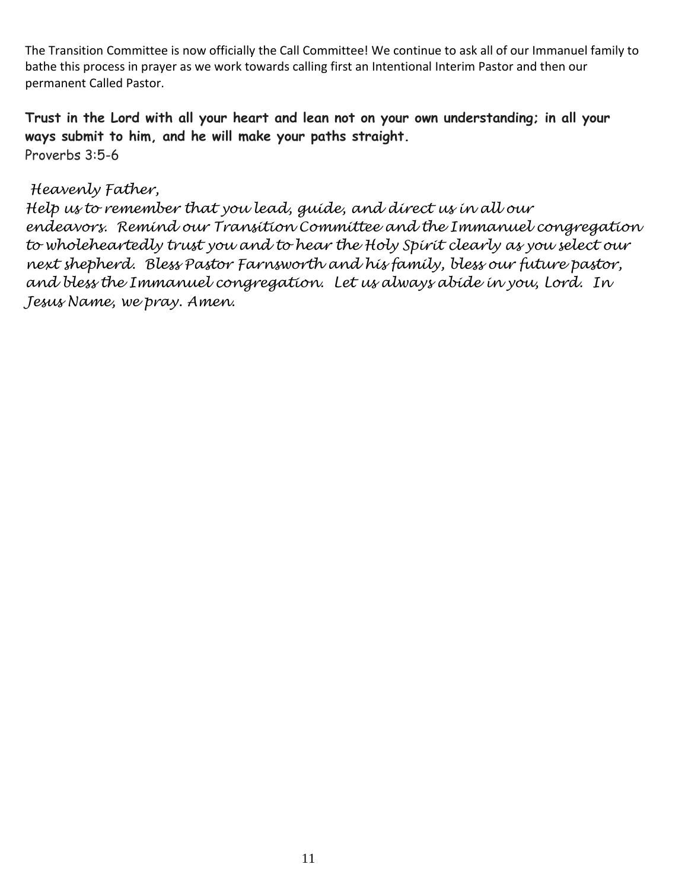The Transition Committee is now officially the Call Committee! We continue to ask all of our Immanuel family to bathe this process in prayer as we work towards calling first an Intentional Interim Pastor and then our permanent Called Pastor.

**Trust in the Lord with all your heart and lean not on your own understanding; in all your ways submit to him, and he will make your paths straight.**
Proverbs 3:5-6

*Heavenly Father,*
*Help us to remember that you lead, guide, and direct us in all our endeavors. Remind our Transition Committee and the Immanuel congregation to wholeheartedly trust you and to hear the Holy Spirit clearly as you select our next shepherd. Bless Pastor Farnsworth and his family, bless our future pastor, and bless the Immanuel congregation. Let us always abide in you, Lord. In Jesus Name, we pray. Amen.*